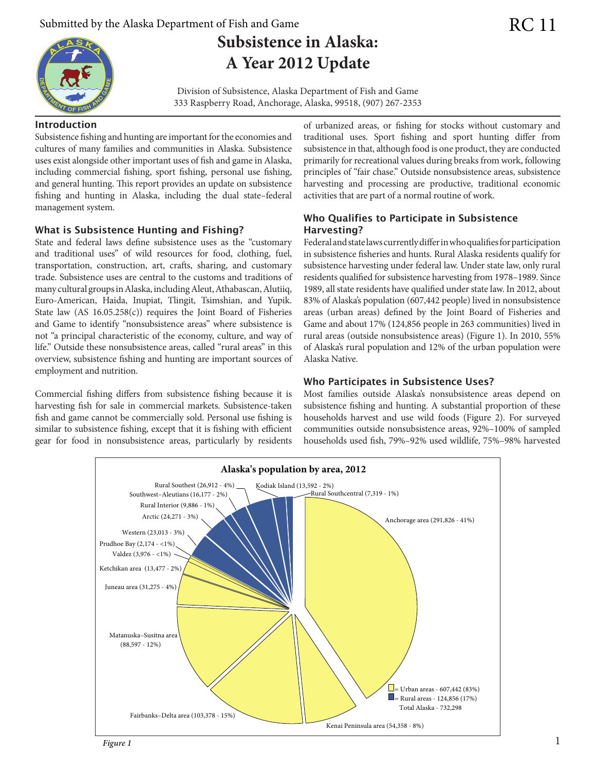Submitted by the Alaska Department of Fish and Game

RC 11

# Subsistence in Alaska: A Year 2012 Update

Division of Subsistence, Alaska Department of Fish and Game
333 Raspberry Road, Anchorage, Alaska, 99518, (907) 267-2353

## Introduction

Subsistence fishing and hunting are important for the economies and cultures of many families and communities in Alaska. Subsistence uses exist alongside other important uses of fish and game in Alaska, including commercial fishing, sport fishing, personal use fishing, and general hunting. This report provides an update on subsistence fishing and hunting in Alaska, including the dual state–federal management system.

## What is Subsistence Hunting and Fishing?

State and federal laws define subsistence uses as the "customary and traditional uses" of wild resources for food, clothing, fuel, transportation, construction, art, crafts, sharing, and customary trade. Subsistence uses are central to the customs and traditions of many cultural groups in Alaska, including Aleut, Athabascan, Alutiiq, Euro-American, Haida, Inupiat, Tlingit, Tsimshian, and Yupik. State law (AS 16.05.258(c)) requires the Joint Board of Fisheries and Game to identify "nonsubsistence areas" where subsistence is not "a principal characteristic of the economy, culture, and way of life." Outside these nonsubsistence areas, called "rural areas" in this overview, subsistence fishing and hunting are important sources of employment and nutrition.

Commercial fishing differs from subsistence fishing because it is harvesting fish for sale in commercial markets. Subsistence-taken fish and game cannot be commercially sold. Personal use fishing is similar to subsistence fishing, except that it is fishing with efficient gear for food in nonsubsistence areas, particularly by residents of urbanized areas, or fishing for stocks without customary and traditional uses. Sport fishing and sport hunting differ from subsistence in that, although food is one product, they are conducted primarily for recreational values during breaks from work, following principles of "fair chase." Outside nonsubsistence areas, subsistence harvesting and processing are productive, traditional economic activities that are part of a normal routine of work.

## Who Qualifies to Participate in Subsistence Harvesting?

Federal and state laws currently differ in who qualifies for participation in subsistence fisheries and hunts. Rural Alaska residents qualify for subsistence harvesting under federal law. Under state law, only rural residents qualified for subsistence harvesting from 1978–1989. Since 1989, all state residents have qualified under state law. In 2012, about 83% of Alaska's population (607,442 people) lived in nonsubsistence areas (urban areas) defined by the Joint Board of Fisheries and Game and about 17% (124,856 people in 263 communities) lived in rural areas (outside nonsubsistence areas) (Figure 1). In 2010, 55% of Alaska's rural population and 12% of the urban population were Alaska Native.

## Who Participates in Subsistence Uses?

Most families outside Alaska's nonsubsistence areas depend on subsistence fishing and hunting. A substantial proportion of these households harvest and use wild foods (Figure 2). For surveyed communities outside nonsubsistence areas, 92%–100% of sampled households used fish, 79%–92% used wildlife, 75%–98% harvested

Alaska's population by area, 2012

Rural Southeast (26,912 - 4%)
Kodiak Island (13,592 - 2%)
Rural Southcentral (7,319 - 1%)
Southwest–Aleutians (16,177 - 2%)
Rural Interior (9,886 - 1%)
Arctic (24,271 - 3%)
Western (23,013 - 3%)
Prudhoe Bay (2,174 - <1%)
Valdez (3,976 - <1%)
Ketchikan area (13,477 - 2%)
Juneau area (31,275 - 4%)
Matanuska–Susitna area (88,597 - 12%)
Fairbanks–Delta area (103,378 - 15%)
Kenai Peninsula area (54,358 - 8%)
Anchorage area (291,826 - 41%)

= Urban areas - 607,442 (83%)
= Rural areas - 124,856 (17%)
Total Alaska - 732,298

*Figure 1*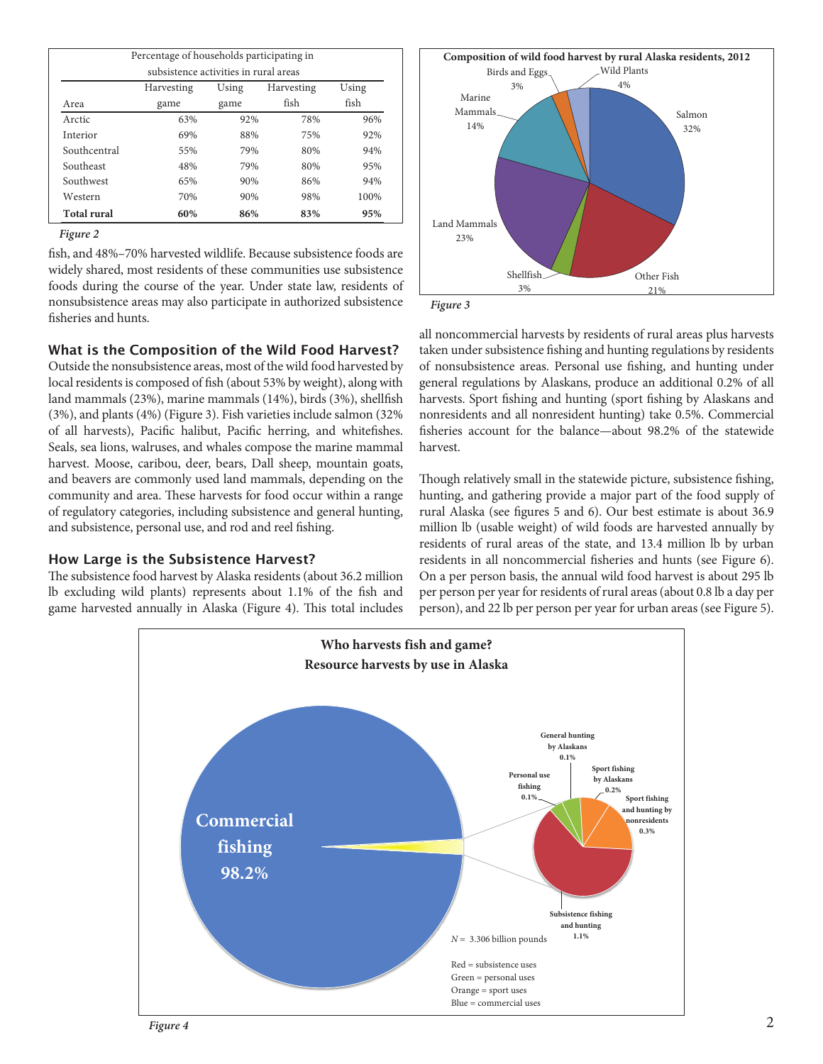| Percentage of households participating in subsistence activities in rural areas | | | | |
|---|---|---|---|---|
| Area | Harvesting game | Using game | Harvesting fish | Using fish |
| Arctic | 63% | 92% | 78% | 96% |
| Interior | 69% | 88% | 75% | 92% |
| Southcentral | 55% | 79% | 80% | 94% |
| Southeast | 48% | 79% | 80% | 95% |
| Southwest | 65% | 90% | 86% | 94% |
| Western | 70% | 90% | 98% | 100% |
| **Total rural** | **60%** | **86%** | **83%** | **95%** |

*Figure 2*

fish, and 48%–70% harvested wildlife. Because subsistence foods are widely shared, most residents of these communities use subsistence foods during the course of the year. Under state law, residents of nonsubsistence areas may also participate in authorized subsistence fisheries and hunts.

## What is the Composition of the Wild Food Harvest?

Outside the nonsubsistence areas, most of the wild food harvested by local residents is composed of fish (about 53% by weight), along with land mammals (23%), marine mammals (14%), birds (3%), shellfish (3%), and plants (4%) (Figure 3). Fish varieties include salmon (32% of all harvests), Pacific halibut, Pacific herring, and whitefishes. Seals, sea lions, walruses, and whales compose the marine mammal harvest. Moose, caribou, deer, bears, Dall sheep, mountain goats, and beavers are commonly used land mammals, depending on the community and area. These harvests for food occur within a range of regulatory categories, including subsistence and general hunting, and subsistence, personal use, and rod and reel fishing.

## How Large is the Subsistence Harvest?

The subsistence food harvest by Alaska residents (about 36.2 million lb excluding wild plants) represents about 1.1% of the fish and game harvested annually in Alaska (Figure 4). This total includes all noncommercial harvests by residents of rural areas plus harvests taken under subsistence fishing and hunting regulations by residents of nonsubsistence areas. Personal use fishing, and hunting under general regulations by Alaskans, produce an additional 0.2% of all harvests. Sport fishing and hunting (sport fishing by Alaskans and nonresidents and all nonresident hunting) take 0.5%. Commercial fisheries account for the balance—about 98.2% of the statewide harvest.

Composition of wild food harvest by rural Alaska residents, 2012

Birds and Eggs 3%
Wild Plants 4%
Marine Mammals 14%
Salmon 32%
Land Mammals 23%
Shellfish 3%
Other Fish 21%

*Figure 3*

Though relatively small in the statewide picture, subsistence fishing, hunting, and gathering provide a major part of the food supply of rural Alaska (see figures 5 and 6). Our best estimate is about 36.9 million lb (usable weight) of wild foods are harvested annually by residents of rural areas of the state, and 13.4 million lb by urban residents in all noncommercial fisheries and hunts (see Figure 6). On a per person basis, the annual wild food harvest is about 295 lb per person per year for residents of rural areas (about 0.8 lb a day per person), and 22 lb per person per year for urban areas (see Figure 5).

Who harvests fish and game?
Resource harvests by use in Alaska

Commercial fishing 98.2%

General hunting by Alaskans 0.1%
Personal use fishing 0.1%
Sport fishing by Alaskans 0.2%
Sport fishing and hunting by nonresidents 0.3%
Subsistence fishing and hunting 1.1%

$N$ = 3.306 billion pounds

Red = subsistence uses
Green = personal uses
Orange = sport uses
Blue = commercial uses

*Figure 4*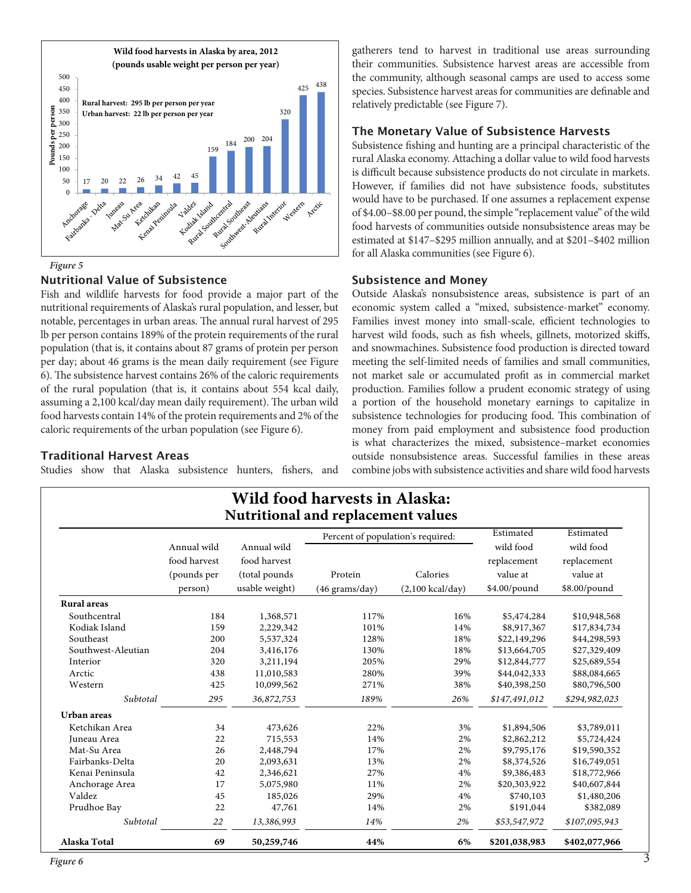Wild food harvests in Alaska by area, 2012
(pounds usable weight per person per year)

Pounds per person

500
450
400
350
300
250
200
150
100
50
0

Rural harvest: 295 lb per person per year
Urban harvest: 22 lb per person per year

17 20 22 26 34 42 45 159 184 200 204 320 425 438

Anchorage, Fairbanks - Delta, Juneau, Mat-Su Area, Ketchikan, Kenai Peninsula, Valdez, Kodiak Island, Rural Southcentral, Rural Southeast, Southwest-Aleutians, Rural Interior, Western, Arctic

*Figure 5*

### Nutritional Value of Subsistence

Fish and wildlife harvests for food provide a major part of the nutritional requirements of Alaska's rural population, and lesser, but notable, percentages in urban areas. The annual rural harvest of 295 lb per person contains 189% of the protein requirements of the rural population (that is, it contains about 87 grams of protein per person per day; about 46 grams is the mean daily requirement (see Figure 6). The subsistence harvest contains 26% of the caloric requirements of the rural population (that is, it contains about 554 kcal daily, assuming a 2,100 kcal/day mean daily requirement). The urban wild food harvests contain 14% of the protein requirements and 2% of the caloric requirements of the urban population (see Figure 6).

### Traditional Harvest Areas

Studies show that Alaska subsistence hunters, fishers, and gatherers tend to harvest in traditional use areas surrounding their communities. Subsistence harvest areas are accessible from the community, although seasonal camps are used to access some species. Subsistence harvest areas for communities are definable and relatively predictable (see Figure 7).

### The Monetary Value of Subsistence Harvests

Subsistence fishing and hunting are a principal characteristic of the rural Alaska economy. Attaching a dollar value to wild food harvests is difficult because subsistence products do not circulate in markets. However, if families did not have subsistence foods, substitutes would have to be purchased. If one assumes a replacement expense of $4.00–$8.00 per pound, the simple "replacement value" of the wild food harvests of communities outside nonsubsistence areas may be estimated at $147–$295 million annually, and at $201–$402 million for all Alaska communities (see Figure 6).

### Subsistence and Money

Outside Alaska's nonsubsistence areas, subsistence is part of an economic system called a "mixed, subsistence-market" economy. Families invest money into small-scale, efficient technologies to harvest wild foods, such as fish wheels, gillnets, motorized skiffs, and snowmachines. Subsistence food production is directed toward meeting the self-limited needs of families and small communities, not market sale or accumulated profit as in commercial market production. Families follow a prudent economic strategy of using a portion of the household monetary earnings to capitalize in subsistence technologies for producing food. This combination of money from paid employment and subsistence food production is what characterizes the mixed, subsistence–market economies outside nonsubsistence areas. Successful families in these areas combine jobs with subsistence activities and share wild food harvests

## Wild food harvests in Alaska: Nutritional and replacement values

| | Annual wild food harvest (pounds per person) | Annual wild food harvest (total pounds usable weight) | Percent of population's required: Protein (46 grams/day) | Calories (2,100 kcal/day) | Estimated wild food replacement value at $4.00/pound | Estimated wild food replacement value at $8.00/pound |
|---|---|---|---|---|---|---|
| **Rural areas** | | | | | | |
| Southcentral | 184 | 1,368,571 | 117% | 16% | $5,474,284 | $10,948,568 |
| Kodiak Island | 159 | 2,229,342 | 101% | 14% | $8,917,367 | $17,834,734 |
| Southeast | 200 | 5,537,324 | 128% | 18% | $22,149,296 | $44,298,593 |
| Southwest-Aleutian | 204 | 3,416,176 | 130% | 18% | $13,664,705 | $27,329,409 |
| Interior | 320 | 3,211,194 | 205% | 29% | $12,844,777 | $25,689,554 |
| Arctic | 438 | 11,010,583 | 280% | 39% | $44,042,333 | $88,084,665 |
| Western | 425 | 10,099,562 | 271% | 38% | $40,398,250 | $80,796,500 |
| *Subtotal* | *295* | *36,872,753* | *189%* | *26%* | *$147,491,012* | *$294,982,023* |
| **Urban areas** | | | | | | |
| Ketchikan Area | 34 | 473,626 | 22% | 3% | $1,894,506 | $3,789,011 |
| Juneau Area | 22 | 715,553 | 14% | 2% | $2,862,212 | $5,724,424 |
| Mat-Su Area | 26 | 2,448,794 | 17% | 2% | $9,795,176 | $19,590,352 |
| Fairbanks-Delta | 20 | 2,093,631 | 13% | 2% | $8,374,526 | $16,749,051 |
| Kenai Peninsula | 42 | 2,346,621 | 27% | 4% | $9,386,483 | $18,772,966 |
| Anchorage Area | 17 | 5,075,980 | 11% | 2% | $20,303,922 | $40,607,844 |
| Valdez | 45 | 185,026 | 29% | 4% | $740,103 | $1,480,206 |
| Prudhoe Bay | 22 | 47,761 | 14% | 2% | $191,044 | $382,089 |
| *Subtotal* | *22* | *13,386,993* | *14%* | *2%* | *$53,547,972* | *$107,095,943* |
| **Alaska Total** | **69** | **50,259,746** | **44%** | **6%** | **$201,038,983** | **$402,077,966** |

*Figure 6*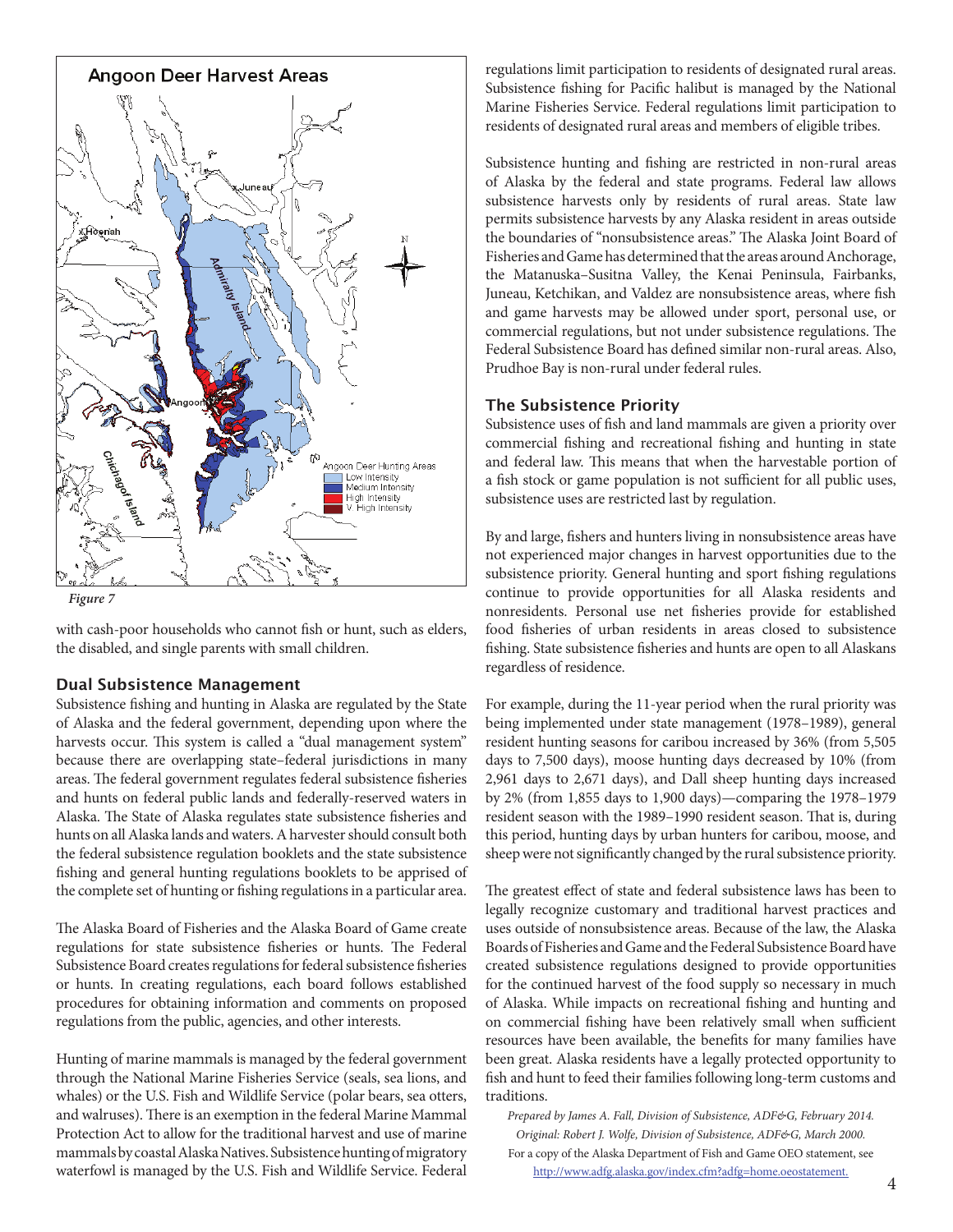Angoon Deer Harvest Areas

Juneau

Hoonah

Admiralty Island

Angoon

Chichagof Island

N

Angoon Deer Hunting Areas
Low Intensity
Medium Intensity
High Intensity
V. High Intensity

*Figure 7*

with cash-poor households who cannot fish or hunt, such as elders, the disabled, and single parents with small children.

### Dual Subsistence Management

Subsistence fishing and hunting in Alaska are regulated by the State of Alaska and the federal government, depending upon where the harvests occur. This system is called a "dual management system" because there are overlapping state–federal jurisdictions in many areas. The federal government regulates federal subsistence fisheries and hunts on federal public lands and federally-reserved waters in Alaska. The State of Alaska regulates state subsistence fisheries and hunts on all Alaska lands and waters. A harvester should consult both the federal subsistence regulation booklets and the state subsistence fishing and general hunting regulations booklets to be apprised of the complete set of hunting or fishing regulations in a particular area.

The Alaska Board of Fisheries and the Alaska Board of Game create regulations for state subsistence fisheries or hunts. The Federal Subsistence Board creates regulations for federal subsistence fisheries or hunts. In creating regulations, each board follows established procedures for obtaining information and comments on proposed regulations from the public, agencies, and other interests.

Hunting of marine mammals is managed by the federal government through the National Marine Fisheries Service (seals, sea lions, and whales) or the U.S. Fish and Wildlife Service (polar bears, sea otters, and walruses). There is an exemption in the federal Marine Mammal Protection Act to allow for the traditional harvest and use of marine mammals by coastal Alaska Natives. Subsistence hunting of migratory waterfowl is managed by the U.S. Fish and Wildlife Service. Federal regulations limit participation to residents of designated rural areas. Subsistence fishing for Pacific halibut is managed by the National Marine Fisheries Service. Federal regulations limit participation to residents of designated rural areas and members of eligible tribes.

Subsistence hunting and fishing are restricted in non-rural areas of Alaska by the federal and state programs. Federal law allows subsistence harvests only by residents of rural areas. State law permits subsistence harvests by any Alaska resident in areas outside the boundaries of "nonsubsistence areas." The Alaska Joint Board of Fisheries and Game has determined that the areas around Anchorage, the Matanuska–Susitna Valley, the Kenai Peninsula, Fairbanks, Juneau, Ketchikan, and Valdez are nonsubsistence areas, where fish and game harvests may be allowed under sport, personal use, or commercial regulations, but not under subsistence regulations. The Federal Subsistence Board has defined similar non-rural areas. Also, Prudhoe Bay is non-rural under federal rules.

### The Subsistence Priority

Subsistence uses of fish and land mammals are given a priority over commercial fishing and recreational fishing and hunting in state and federal law. This means that when the harvestable portion of a fish stock or game population is not sufficient for all public uses, subsistence uses are restricted last by regulation.

By and large, fishers and hunters living in nonsubsistence areas have not experienced major changes in harvest opportunities due to the subsistence priority. General hunting and sport fishing regulations continue to provide opportunities for all Alaska residents and nonresidents. Personal use net fisheries provide for established food fisheries of urban residents in areas closed to subsistence fishing. State subsistence fisheries and hunts are open to all Alaskans regardless of residence.

For example, during the 11-year period when the rural priority was being implemented under state management (1978–1989), general resident hunting seasons for caribou increased by 36% (from 5,505 days to 7,500 days), moose hunting days decreased by 10% (from 2,961 days to 2,671 days), and Dall sheep hunting days increased by 2% (from 1,855 days to 1,900 days)—comparing the 1978–1979 resident season with the 1989–1990 resident season. That is, during this period, hunting days by urban hunters for caribou, moose, and sheep were not significantly changed by the rural subsistence priority.

The greatest effect of state and federal subsistence laws has been to legally recognize customary and traditional harvest practices and uses outside of nonsubsistence areas. Because of the law, the Alaska Boards of Fisheries and Game and the Federal Subsistence Board have created subsistence regulations designed to provide opportunities for the continued harvest of the food supply so necessary in much of Alaska. While impacts on recreational fishing and hunting and on commercial fishing have been relatively small when sufficient resources have been available, the benefits for many families have been great. Alaska residents have a legally protected opportunity to fish and hunt to feed their families following long-term customs and traditions.

*Prepared by James A. Fall, Division of Subsistence, ADF&G, February 2014.*

*Original: Robert J. Wolfe, Division of Subsistence, ADF&G, March 2000.*

For a copy of the Alaska Department of Fish and Game OEO statement, see http://www.adfg.alaska.gov/index.cfm?adfg=home.oeostatement.